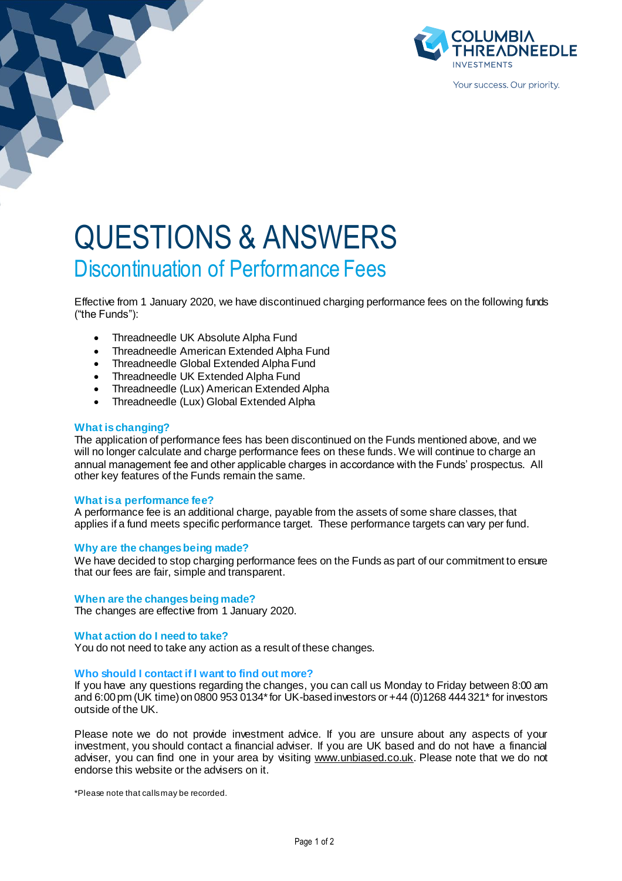# QUESTIONS & ANSWERS

## Discontinuation of Performance Fees

Effective from 1 January 2020, we have discontinued charging performance fees on the following funds ("the Funds"):

- Threadneedle UK Absolute Alpha Fund
- Threadneedle American Extended Alpha Fund
- Threadneedle Global Extended Alpha Fund
- Threadneedle UK Extended Alpha Fund
- Threadneedle (Lux) American Extended Alpha
- Threadneedle (Lux) Global Extended Alpha

### What is changing?

The application of performance fees has been discontinued on the Funds mentioned above, and we will no longer calculate and charge performance fees on these funds. We will continue to charge an annual management fee and other applicable charges in accordance with the Funds' prospectus. All other key features of the Funds remain the same.

### What is a performance fee?

A performance fee is an additional charge, payable from the assets of some share classes, that applies if a fund meets specific performance target. These performance targets can vary per fund.

### Why are the changes being made?

We have decided to stop charging performance fees on the Funds as part of our commitment to ensure that our fees are fair, simple and transparent.

### When are the changes being made?

The changes are effective from 1 January 2020.

### What action do I need to take?

You do not need to take any action as a result of these changes.

### Who should I contact if I want to find out more?

If you have any questions regarding the changes, you can call us Monday to Friday between 8:00 am and 6:00 pm (UK time) on 0800 953 0134* for UK-based investors or +44 (0)1268 444 321* for investors outside of the UK.

Please note we do not provide investment advice. If you are unsure about any aspects of your investment, you should contact a financial adviser. If you are UK based and do not have a financial adviser, you can find one in your area by visiting www.unbiased.co.uk. Please note that we do not endorse this website or the advisers on it.

*Please note that calls may be recorded.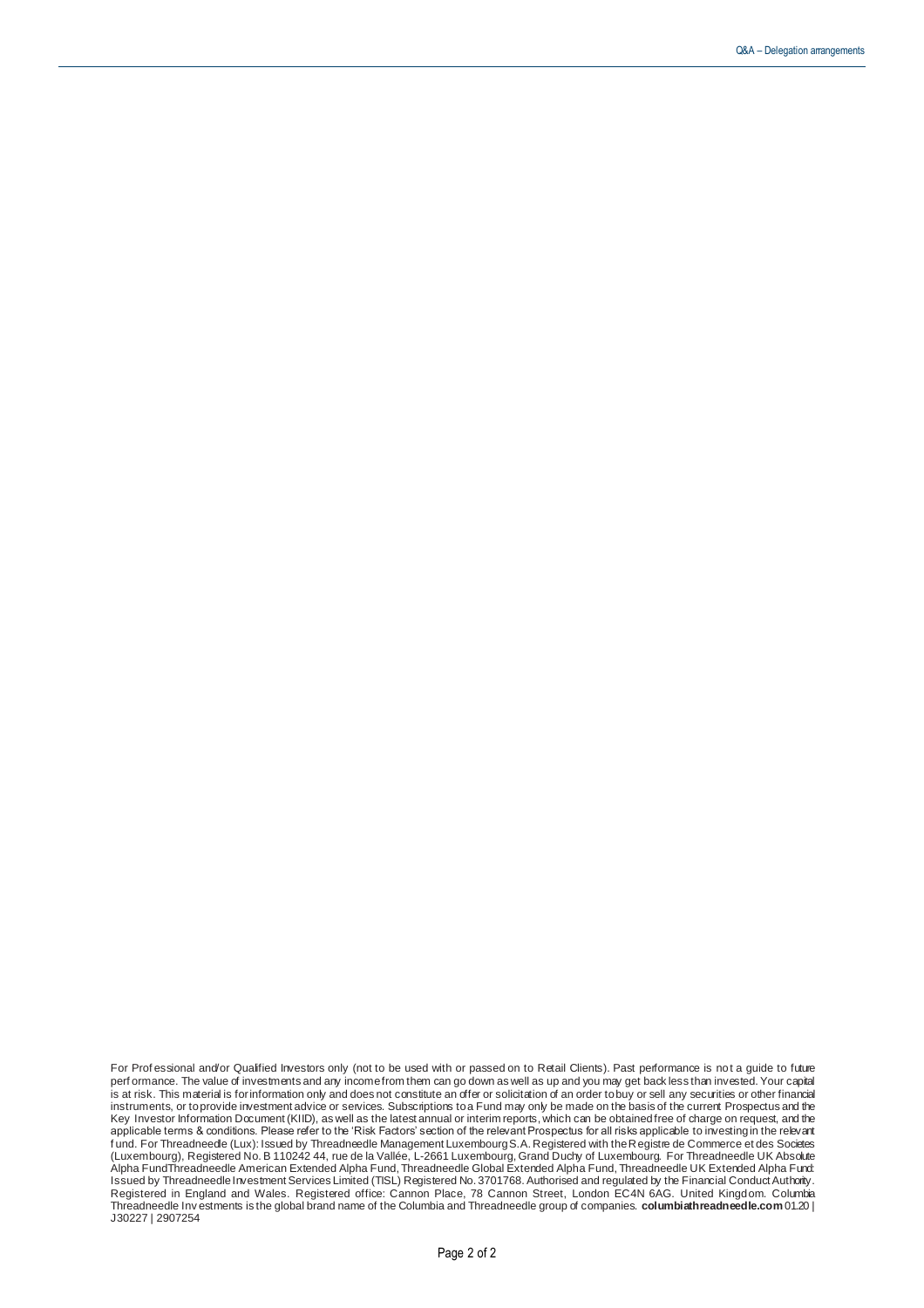For Professional and/or Qualified Investors only (not to be used with or passed on to Retail Clients). Past performance is not a guide to future performance. The value of investments and any income from them can go down as well as up and you may get back less than invested. Your capital is at risk. This material is for information only and does not constitute an offer or solicitation of an order to buy or sell any securities or other financial instruments, or to provide investment advice or services. Subscriptions to a Fund may only be made on the basis of the current Prospectus and the Key Investor Information Document (KIID), as well as the latest annual or interim reports, which can be obtained free of charge on request, and the applicable terms & conditions. Please refer to the 'Risk Factors' section of the relevant Prospectus for all risks applicable to investing in the relevant fund. For Threadneedle (Lux): Issued by Threadneedle Management Luxembourg S.A. Registered with the Registre de Commerce et des Societes (Luxembourg), Registered No. B 110242 44, rue de la Vallée, L-2661 Luxembourg, Grand Duchy of Luxembourg. For Threadneedle UK Absolute Alpha FundThreadneedle American Extended Alpha Fund, Threadneedle Global Extended Alpha Fund, Threadneedle UK Extended Alpha Fund: Issued by Threadneedle Investment Services Limited (TISL) Registered No. 3701768. Authorised and regulated by the Financial Conduct Authority. Registered in England and Wales. Registered office: Cannon Place, 78 Cannon Street, London EC4N 6AG. United Kingdom. Columbia Threadneedle Investments is the global brand name of the Columbia and Threadneedle group of companies. **columbiathreadneedle.com** 01.20 | J30227 | 2907254